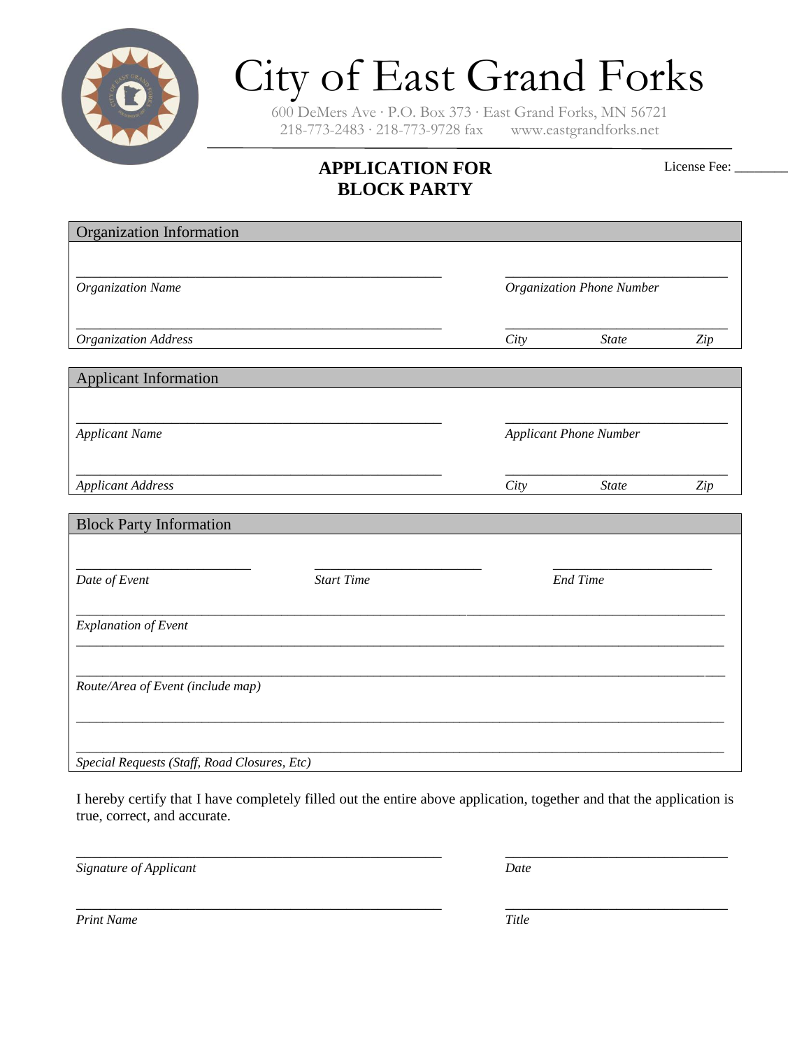# City of East Grand Forks

600 DeMers Ave · P.O. Box 373 · East Grand Forks, MN 56721
218-773-2483 · 218-773-9728 fax www.eastgrandforks.net

## APPLICATION FOR BLOCK PARTY

License Fee: ________

### Organization Information

_______________________________________________ _____________________________
*Organization Name* *Organization Phone Number*

_______________________________________________ _____________________________
*Organization Address* *City* *State* *Zip*

### Applicant Information

_______________________________________________ _____________________________
*Applicant Name* *Applicant Phone Number*

_______________________________________________ _____________________________
*Applicant Address* *City* *State* *Zip*

### Block Party Information

______________________ ______________________ ______________________
*Date of Event* *Start Time* *End Time*

_____________________________________________________________________________________
*Explanation of Event*

_____________________________________________________________________________________

_____________________________________________________________________________________
*Route/Area of Event (include map)*

_____________________________________________________________________________________

_____________________________________________________________________________________
*Special Requests (Staff, Road Closures, Etc)*

I hereby certify that I have completely filled out the entire above application, together and that the application is true, correct, and accurate.

_______________________________________________ _____________________________
*Signature of Applicant* *Date*

_______________________________________________ _____________________________
*Print Name* *Title*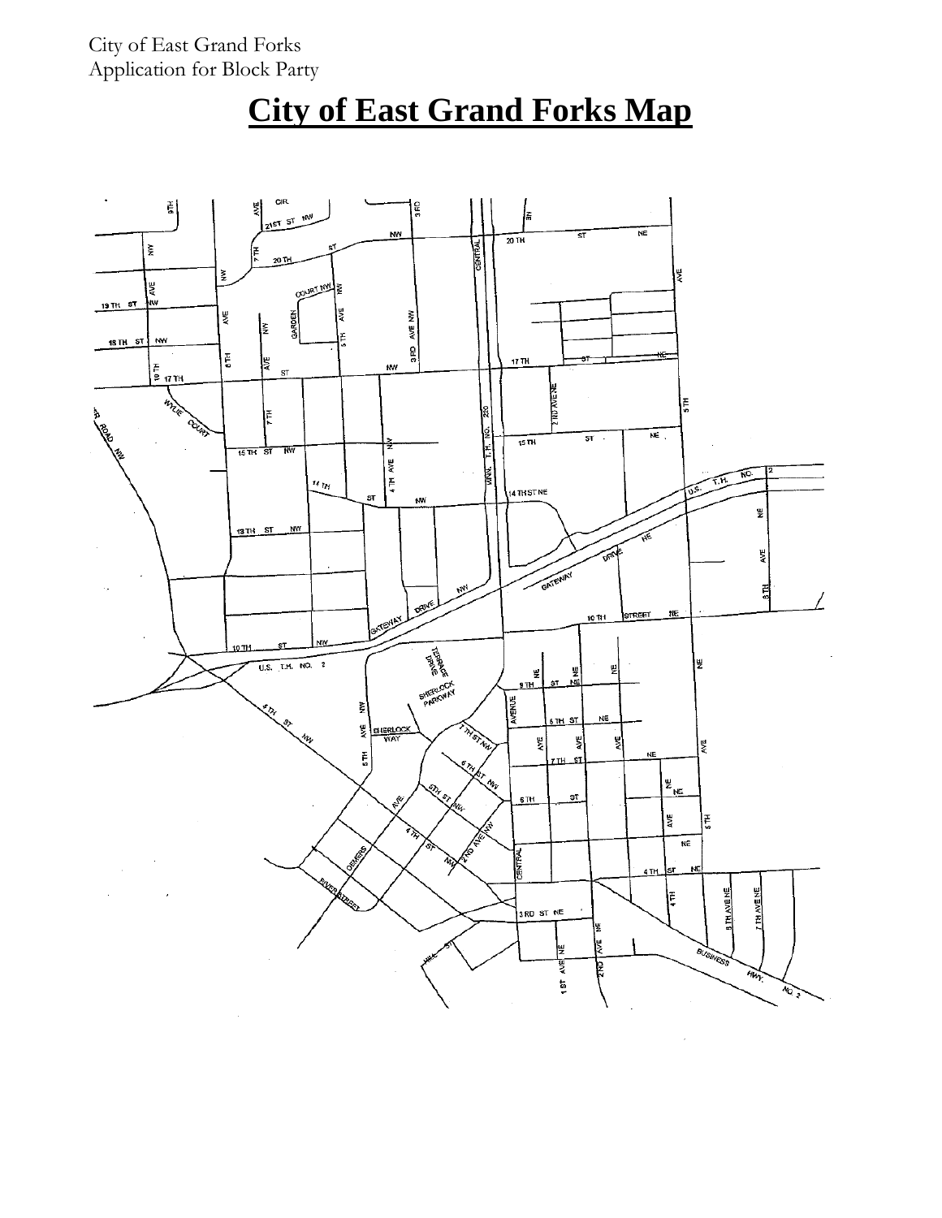# City of East Grand Forks Map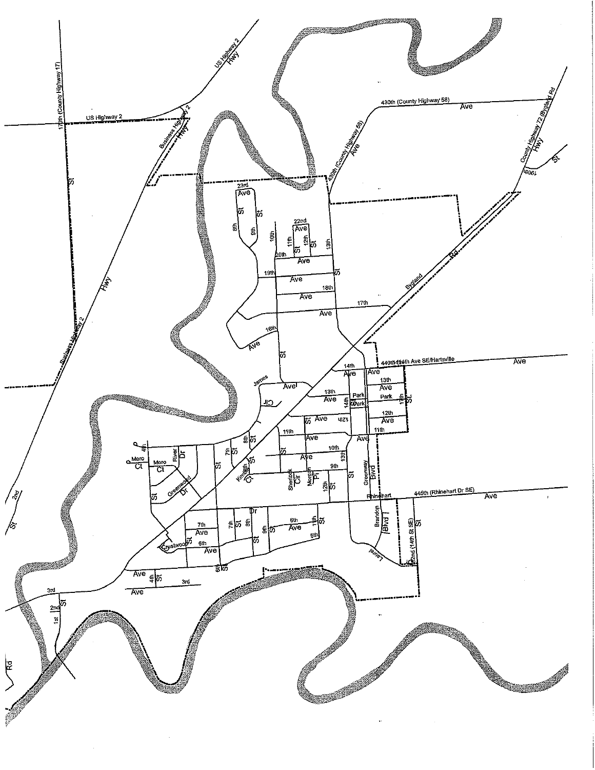US Highway 2
Hwy
170th (County Highway 17)
St
US Highway 2
Business Highway 2
Hwy
Business Highway 2
Hwy
430th (County Highway 58)
Ave
430th (County Highway 58)
Ave
County Highway 72 (Bygland Rd)
Hwy
190th
St
Bygland
Rd
23rd
Ave
8th
St
9th
St
22nd
Ave
10th
11th
St
12th
St
13th
St
20th
Ave
19th
Ave
18th
Ave
17th
Ave
16th
Ave
St
440th/14th Ave SE/Hartsville
Ave
14th
Ave
Ave
James
Ave
Cir
13th
Ave
13th
Ave
Park
Park
Park
14th
17th
St
12th
Ave
12th
Ave
St
11th
Ave
11th
Ave
Ave
10th
Ave
St
9th
Pl
Sherlock
Cir
12th
St
13th
St
Greenway
Blvd
Kimberly
Ct
St
8th
St
7th
St
4th
River
Dr
Mero
Ct
Mero
Ct
Greenwood
Dr
St
St
Rhinehart
445th (Rhinehart Dr SE)
Ave
Dr
7th
Ave
7th
St
8th
St
9th
St
6th
Ave
11th
St
5th
6th
Ave
St
Crestwood
St
Brandon
Blvd
Laurel
22nd (14th St SE)
St
6th
St
Ave
4th
St
3rd
Ave
3rd
2nd
St
1st
2nd
St
Rd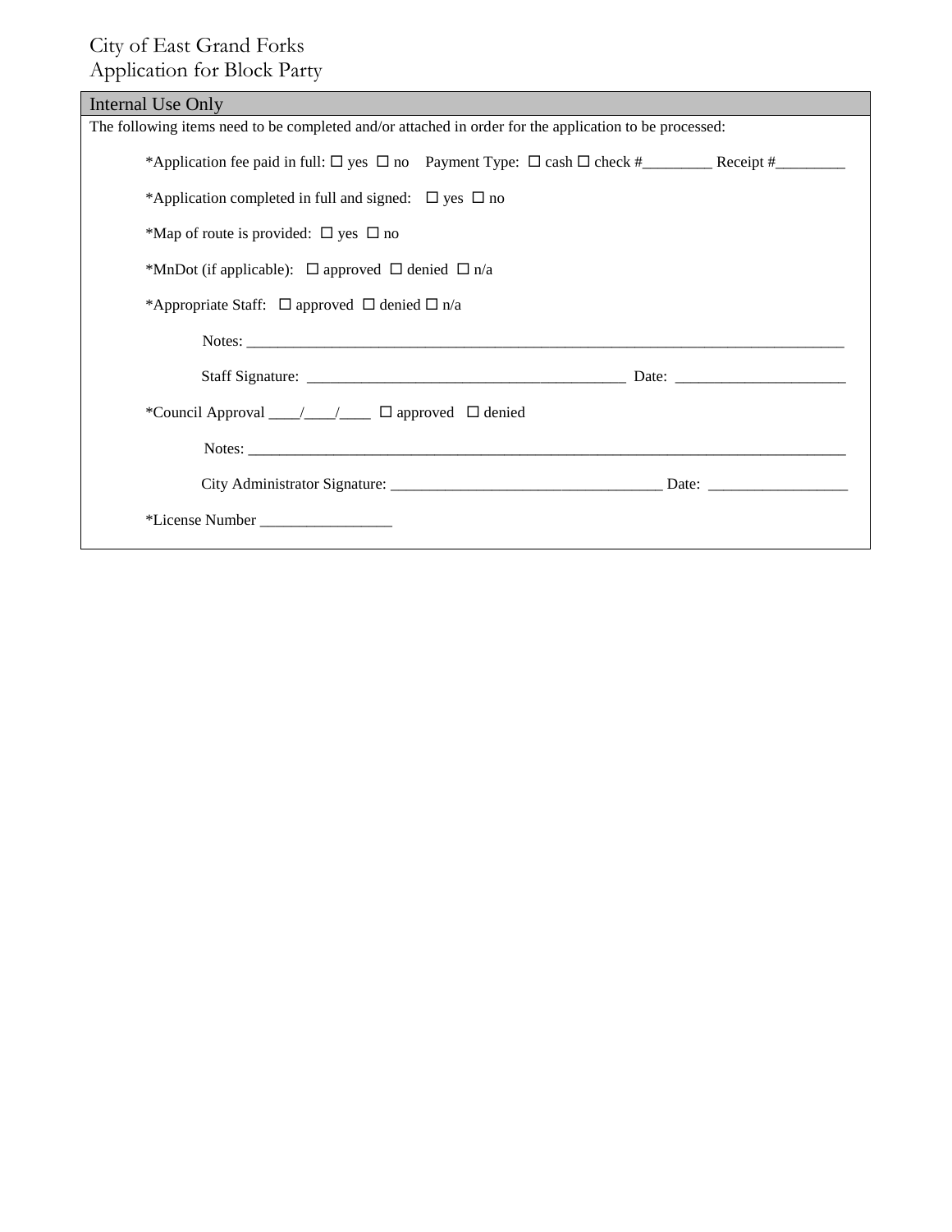City of East Grand Forks
Application for Block Party

## Internal Use Only

The following items need to be completed and/or attached in order for the application to be processed:

*Application fee paid in full: ☐ yes ☐ no  Payment Type: ☐ cash ☐ check #_________ Receipt #_________

*Application completed in full and signed: ☐ yes ☐ no

*Map of route is provided: ☐ yes ☐ no

*MnDot (if applicable): ☐ approved ☐ denied ☐ n/a

*Appropriate Staff: ☐ approved ☐ denied ☐ n/a

Notes: ___________________________________________________________________________________

Staff Signature: __________________________________________ Date: ______________________

*Council Approval ____/____/____ ☐ approved ☐ denied

Notes: ___________________________________________________________________________________

City Administrator Signature: ___________________________________ Date: __________________

*License Number _________________